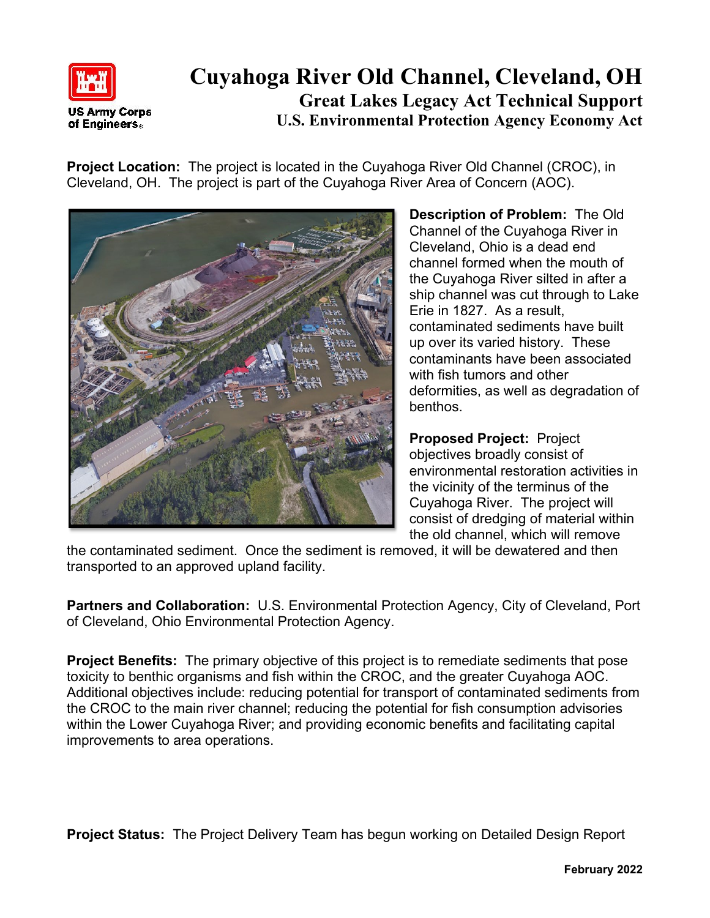US Army Corps of Engineers

# Cuyahoga River Old Channel, Cleveland, OH

## Great Lakes Legacy Act Technical Support

### U.S. Environmental Protection Agency Economy Act

**Project Location:** The project is located in the Cuyahoga River Old Channel (CROC), in Cleveland, OH. The project is part of the Cuyahoga River Area of Concern (AOC).

**Description of Problem:** The Old Channel of the Cuyahoga River in Cleveland, Ohio is a dead end channel formed when the mouth of the Cuyahoga River silted in after a ship channel was cut through to Lake Erie in 1827. As a result, contaminated sediments have built up over its varied history. These contaminants have been associated with fish tumors and other deformities, as well as degradation of benthos.

**Proposed Project:** Project objectives broadly consist of environmental restoration activities in the vicinity of the terminus of the Cuyahoga River. The project will consist of dredging of material within the old channel, which will remove the contaminated sediment. Once the sediment is removed, it will be dewatered and then transported to an approved upland facility.

**Partners and Collaboration:** U.S. Environmental Protection Agency, City of Cleveland, Port of Cleveland, Ohio Environmental Protection Agency.

**Project Benefits:** The primary objective of this project is to remediate sediments that pose toxicity to benthic organisms and fish within the CROC, and the greater Cuyahoga AOC. Additional objectives include: reducing potential for transport of contaminated sediments from the CROC to the main river channel; reducing the potential for fish consumption advisories within the Lower Cuyahoga River; and providing economic benefits and facilitating capital improvements to area operations.

**Project Status:** The Project Delivery Team has begun working on Detailed Design Report

February 2022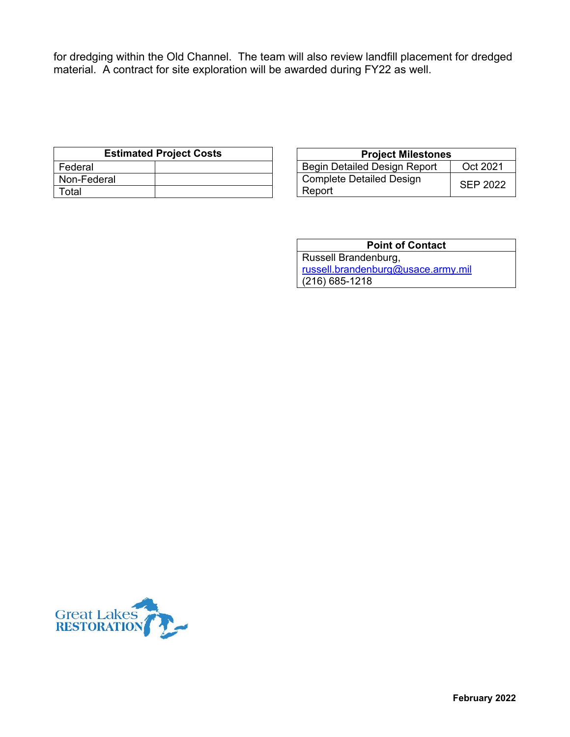for dredging within the Old Channel. The team will also review landfill placement for dredged material. A contract for site exploration will be awarded during FY22 as well.

| Estimated Project Costs | |
|---|---|
| Federal | |
| Non-Federal | |
| Total | |

| Project Milestones | |
|---|---|
| Begin Detailed Design Report | Oct 2021 |
| Complete Detailed Design Report | SEP 2022 |

| Point of Contact |
|---|
| Russell Brandenburg, russell.brandenburg@usace.army.mil (216) 685-1218 |

Great Lakes RESTORATION

**February 2022**